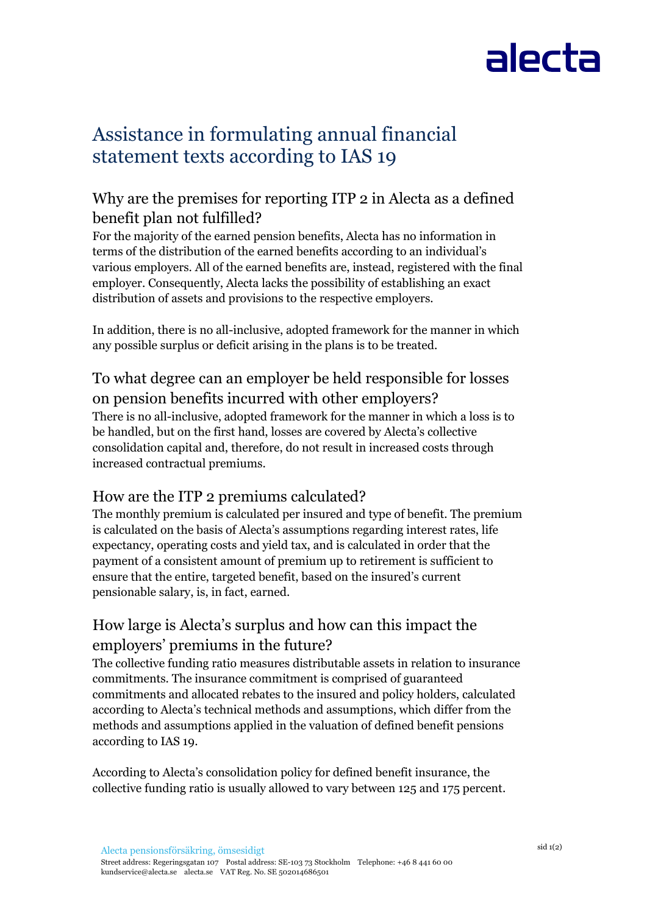# Assistance in formulating annual financial statement texts according to IAS 19

## Why are the premises for reporting ITP 2 in Alecta as a defined benefit plan not fulfilled?

For the majority of the earned pension benefits, Alecta has no information in terms of the distribution of the earned benefits according to an individual's various employers. All of the earned benefits are, instead, registered with the final employer. Consequently, Alecta lacks the possibility of establishing an exact distribution of assets and provisions to the respective employers.

In addition, there is no all-inclusive, adopted framework for the manner in which any possible surplus or deficit arising in the plans is to be treated.

## To what degree can an employer be held responsible for losses on pension benefits incurred with other employers?

There is no all-inclusive, adopted framework for the manner in which a loss is to be handled, but on the first hand, losses are covered by Alecta's collective consolidation capital and, therefore, do not result in increased costs through increased contractual premiums.

## How are the ITP 2 premiums calculated?

The monthly premium is calculated per insured and type of benefit. The premium is calculated on the basis of Alecta's assumptions regarding interest rates, life expectancy, operating costs and yield tax, and is calculated in order that the payment of a consistent amount of premium up to retirement is sufficient to ensure that the entire, targeted benefit, based on the insured's current pensionable salary, is, in fact, earned.

## How large is Alecta's surplus and how can this impact the employers' premiums in the future?

The collective funding ratio measures distributable assets in relation to insurance commitments. The insurance commitment is comprised of guaranteed commitments and allocated rebates to the insured and policy holders, calculated according to Alecta's technical methods and assumptions, which differ from the methods and assumptions applied in the valuation of defined benefit pensions according to IAS 19.

According to Alecta's consolidation policy for defined benefit insurance, the collective funding ratio is usually allowed to vary between 125 and 175 percent.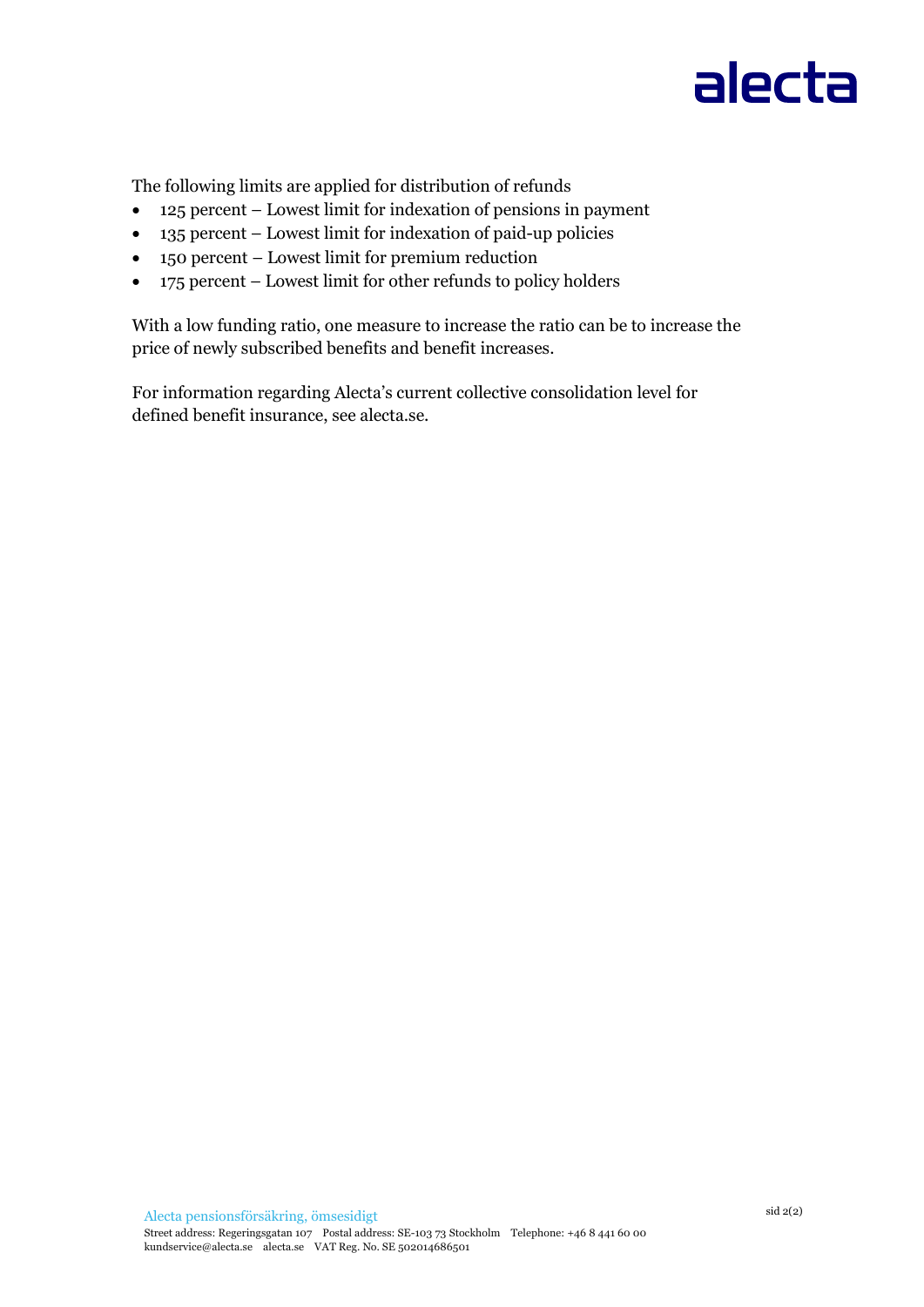The following limits are applied for distribution of refunds

- 125 percent – Lowest limit for indexation of pensions in payment
- 135 percent – Lowest limit for indexation of paid-up policies
- 150 percent – Lowest limit for premium reduction
- 175 percent – Lowest limit for other refunds to policy holders

With a low funding ratio, one measure to increase the ratio can be to increase the price of newly subscribed benefits and benefit increases.

For information regarding Alecta's current collective consolidation level for defined benefit insurance, see alecta.se.